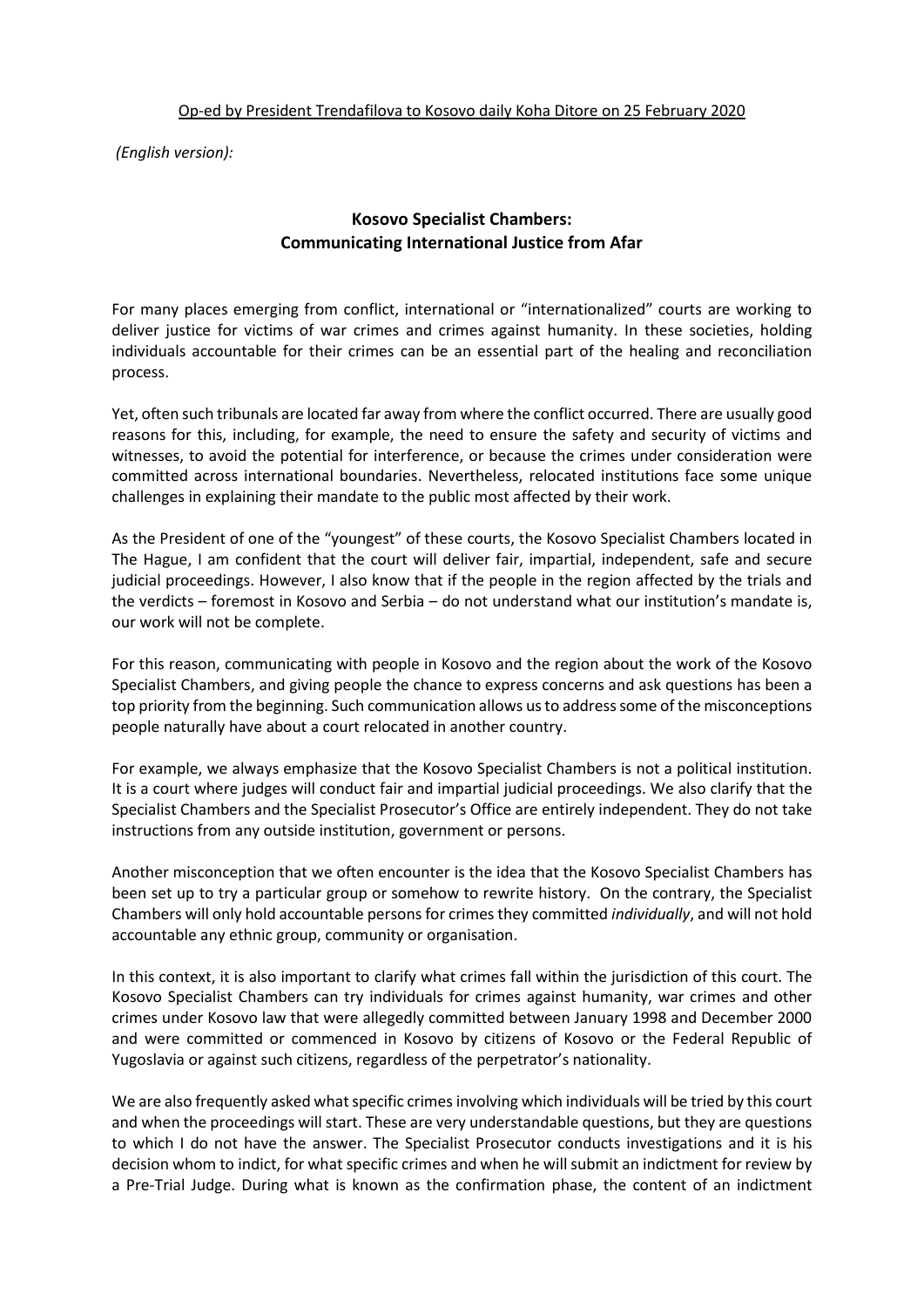Op-ed by President Trendafilova to Kosovo daily Koha Ditore on 25 February 2020

*(English version):*

**Kosovo Specialist Chambers:**
**Communicating International Justice from Afar**

For many places emerging from conflict, international or "internationalized" courts are working to deliver justice for victims of war crimes and crimes against humanity. In these societies, holding individuals accountable for their crimes can be an essential part of the healing and reconciliation process.

Yet, often such tribunals are located far away from where the conflict occurred. There are usually good reasons for this, including, for example, the need to ensure the safety and security of victims and witnesses, to avoid the potential for interference, or because the crimes under consideration were committed across international boundaries. Nevertheless, relocated institutions face some unique challenges in explaining their mandate to the public most affected by their work.

As the President of one of the "youngest" of these courts, the Kosovo Specialist Chambers located in The Hague, I am confident that the court will deliver fair, impartial, independent, safe and secure judicial proceedings. However, I also know that if the people in the region affected by the trials and the verdicts – foremost in Kosovo and Serbia – do not understand what our institution's mandate is, our work will not be complete.

For this reason, communicating with people in Kosovo and the region about the work of the Kosovo Specialist Chambers, and giving people the chance to express concerns and ask questions has been a top priority from the beginning. Such communication allows us to address some of the misconceptions people naturally have about a court relocated in another country.

For example, we always emphasize that the Kosovo Specialist Chambers is not a political institution. It is a court where judges will conduct fair and impartial judicial proceedings. We also clarify that the Specialist Chambers and the Specialist Prosecutor's Office are entirely independent. They do not take instructions from any outside institution, government or persons.

Another misconception that we often encounter is the idea that the Kosovo Specialist Chambers has been set up to try a particular group or somehow to rewrite history. On the contrary, the Specialist Chambers will only hold accountable persons for crimes they committed *individually*, and will not hold accountable any ethnic group, community or organisation.

In this context, it is also important to clarify what crimes fall within the jurisdiction of this court. The Kosovo Specialist Chambers can try individuals for crimes against humanity, war crimes and other crimes under Kosovo law that were allegedly committed between January 1998 and December 2000 and were committed or commenced in Kosovo by citizens of Kosovo or the Federal Republic of Yugoslavia or against such citizens, regardless of the perpetrator's nationality.

We are also frequently asked what specific crimes involving which individuals will be tried by this court and when the proceedings will start. These are very understandable questions, but they are questions to which I do not have the answer. The Specialist Prosecutor conducts investigations and it is his decision whom to indict, for what specific crimes and when he will submit an indictment for review by a Pre-Trial Judge. During what is known as the confirmation phase, the content of an indictment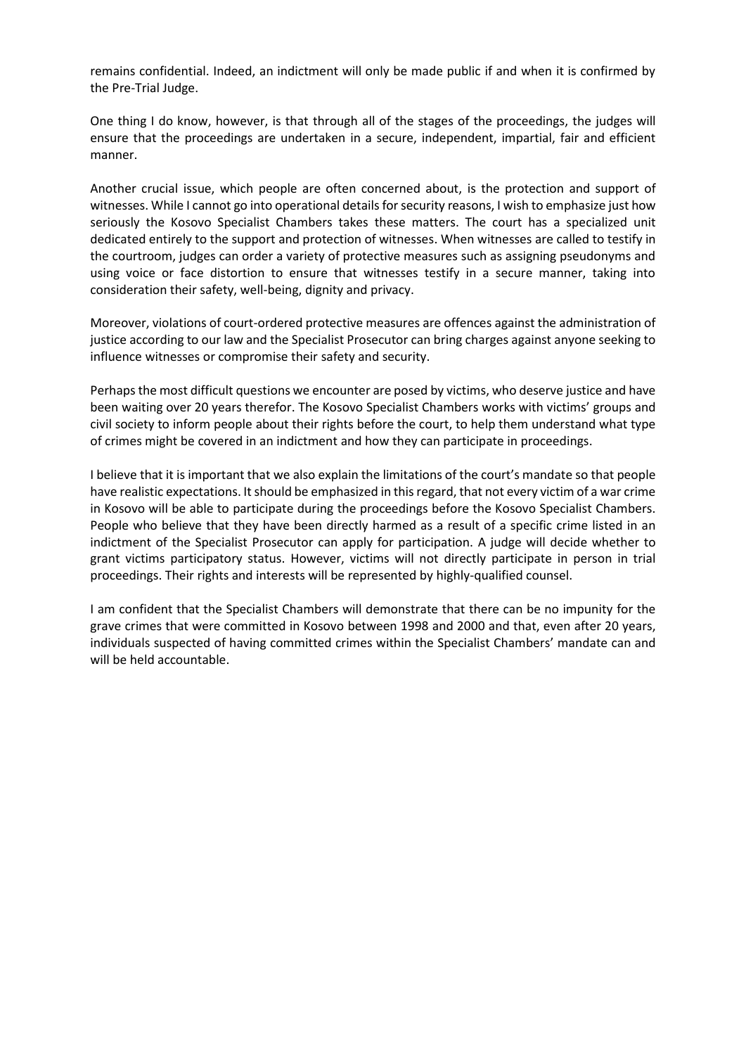remains confidential. Indeed, an indictment will only be made public if and when it is confirmed by the Pre-Trial Judge.

One thing I do know, however, is that through all of the stages of the proceedings, the judges will ensure that the proceedings are undertaken in a secure, independent, impartial, fair and efficient manner.

Another crucial issue, which people are often concerned about, is the protection and support of witnesses. While I cannot go into operational details for security reasons, I wish to emphasize just how seriously the Kosovo Specialist Chambers takes these matters. The court has a specialized unit dedicated entirely to the support and protection of witnesses. When witnesses are called to testify in the courtroom, judges can order a variety of protective measures such as assigning pseudonyms and using voice or face distortion to ensure that witnesses testify in a secure manner, taking into consideration their safety, well-being, dignity and privacy.

Moreover, violations of court-ordered protective measures are offences against the administration of justice according to our law and the Specialist Prosecutor can bring charges against anyone seeking to influence witnesses or compromise their safety and security.

Perhaps the most difficult questions we encounter are posed by victims, who deserve justice and have been waiting over 20 years therefor. The Kosovo Specialist Chambers works with victims' groups and civil society to inform people about their rights before the court, to help them understand what type of crimes might be covered in an indictment and how they can participate in proceedings.

I believe that it is important that we also explain the limitations of the court's mandate so that people have realistic expectations. It should be emphasized in this regard, that not every victim of a war crime in Kosovo will be able to participate during the proceedings before the Kosovo Specialist Chambers. People who believe that they have been directly harmed as a result of a specific crime listed in an indictment of the Specialist Prosecutor can apply for participation. A judge will decide whether to grant victims participatory status. However, victims will not directly participate in person in trial proceedings. Their rights and interests will be represented by highly-qualified counsel.

I am confident that the Specialist Chambers will demonstrate that there can be no impunity for the grave crimes that were committed in Kosovo between 1998 and 2000 and that, even after 20 years, individuals suspected of having committed crimes within the Specialist Chambers' mandate can and will be held accountable.